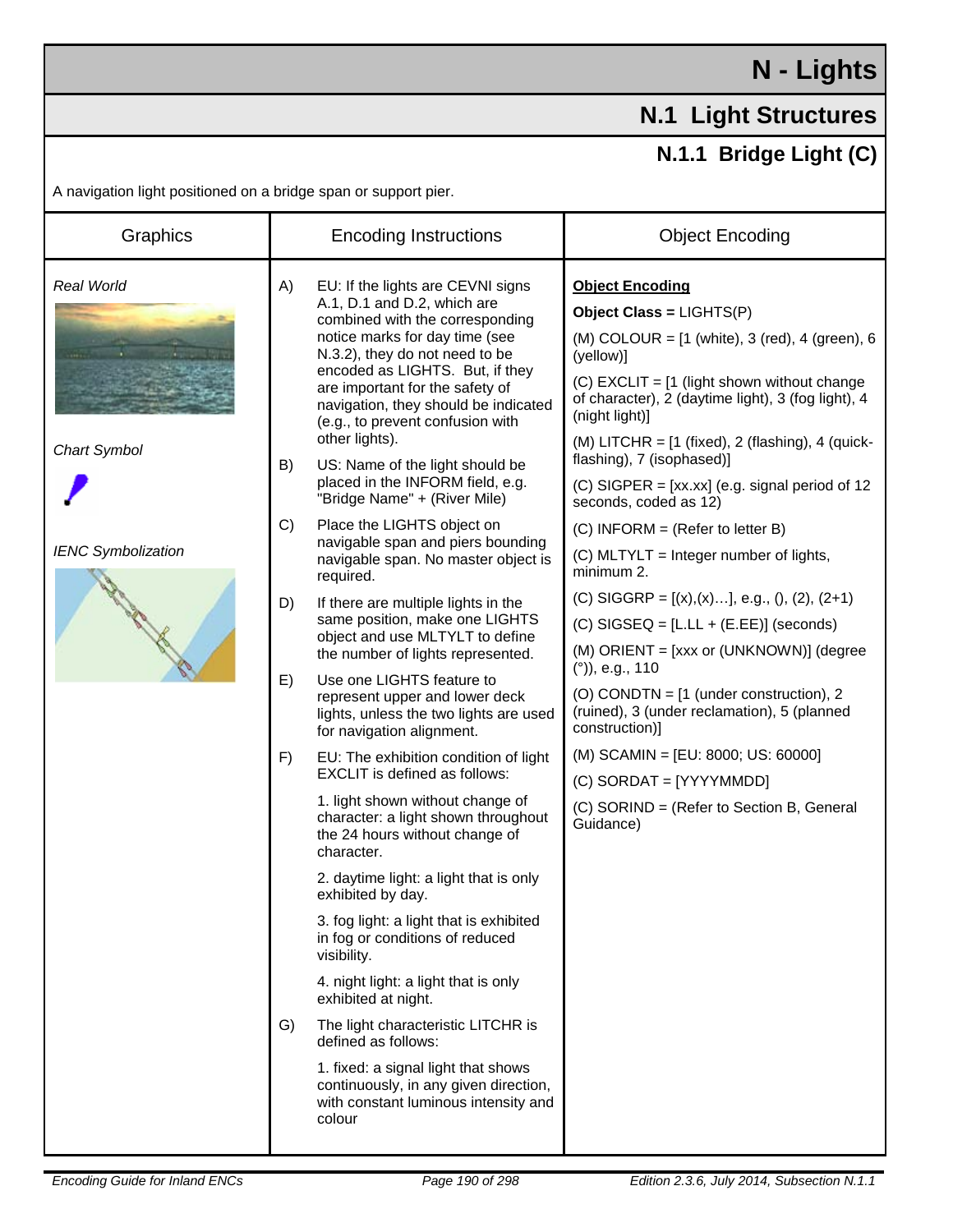# N - Lights

## N.1 Light Structures

### N.1.1 Bridge Light (C)

A navigation light positioned on a bridge span or support pier.

| Graphics | Encoding Instructions | Object Encoding |
|---|---|---|
| *Real World*<br><br>*Chart Symbol*<br><br>*IENC Symbolization* | A) EU: If the lights are CEVNI signs A.1, D.1 and D.2, which are combined with the corresponding notice marks for day time (see N.3.2), they do not need to be encoded as LIGHTS. But, if they are important for the safety of navigation, they should be indicated (e.g., to prevent confusion with other lights).<br><br>B) US: Name of the light should be placed in the INFORM field, e.g. "Bridge Name" + (River Mile)<br><br>C) Place the LIGHTS object on navigable span and piers bounding navigable span. No master object is required.<br><br>D) If there are multiple lights in the same position, make one LIGHTS object and use MLTYLT to define the number of lights represented.<br><br>E) Use one LIGHTS feature to represent upper and lower deck lights, unless the two lights are used for navigation alignment.<br><br>F) EU: The exhibition condition of light EXCLIT is defined as follows:<br><br>1. light shown without change of character: a light shown throughout the 24 hours without change of character.<br><br>2. daytime light: a light that is only exhibited by day.<br><br>3. fog light: a light that is exhibited in fog or conditions of reduced visibility.<br><br>4. night light: a light that is only exhibited at night.<br><br>G) The light characteristic LITCHR is defined as follows:<br><br>1. fixed: a signal light that shows continuously, in any given direction, with constant luminous intensity and colour | **<u>Object Encoding</u>**<br><br>**Object Class =** LIGHTS(P)<br><br>(M) COLOUR = [1 (white), 3 (red), 4 (green), 6 (yellow)]<br><br>(C) EXCLIT = [1 (light shown without change of character), 2 (daytime light), 3 (fog light), 4 (night light)]<br><br>(M) LITCHR = [1 (fixed), 2 (flashing), 4 (quick-flashing), 7 (isophased)]<br><br>(C) SIGPER = [xx.xx] (e.g. signal period of 12 seconds, coded as 12)<br><br>(C) INFORM = (Refer to letter B)<br><br>(C) MLTYLT = Integer number of lights, minimum 2.<br><br>(C) SIGGRP = [(x),(x)…], e.g., (), (2), (2+1)<br><br>(C) SIGSEQ = [L.LL + (E.EE)] (seconds)<br><br>(M) ORIENT = [xxx or (UNKNOWN)] (degree (°)), e.g., 110<br><br>(O) CONDTN = [1 (under construction), 2 (ruined), 3 (under reclamation), 5 (planned construction)]<br><br>(M) SCAMIN = [EU: 8000; US: 60000]<br><br>(C) SORDAT = [YYYYMMDD]<br><br>(C) SORIND = (Refer to Section B, General Guidance) |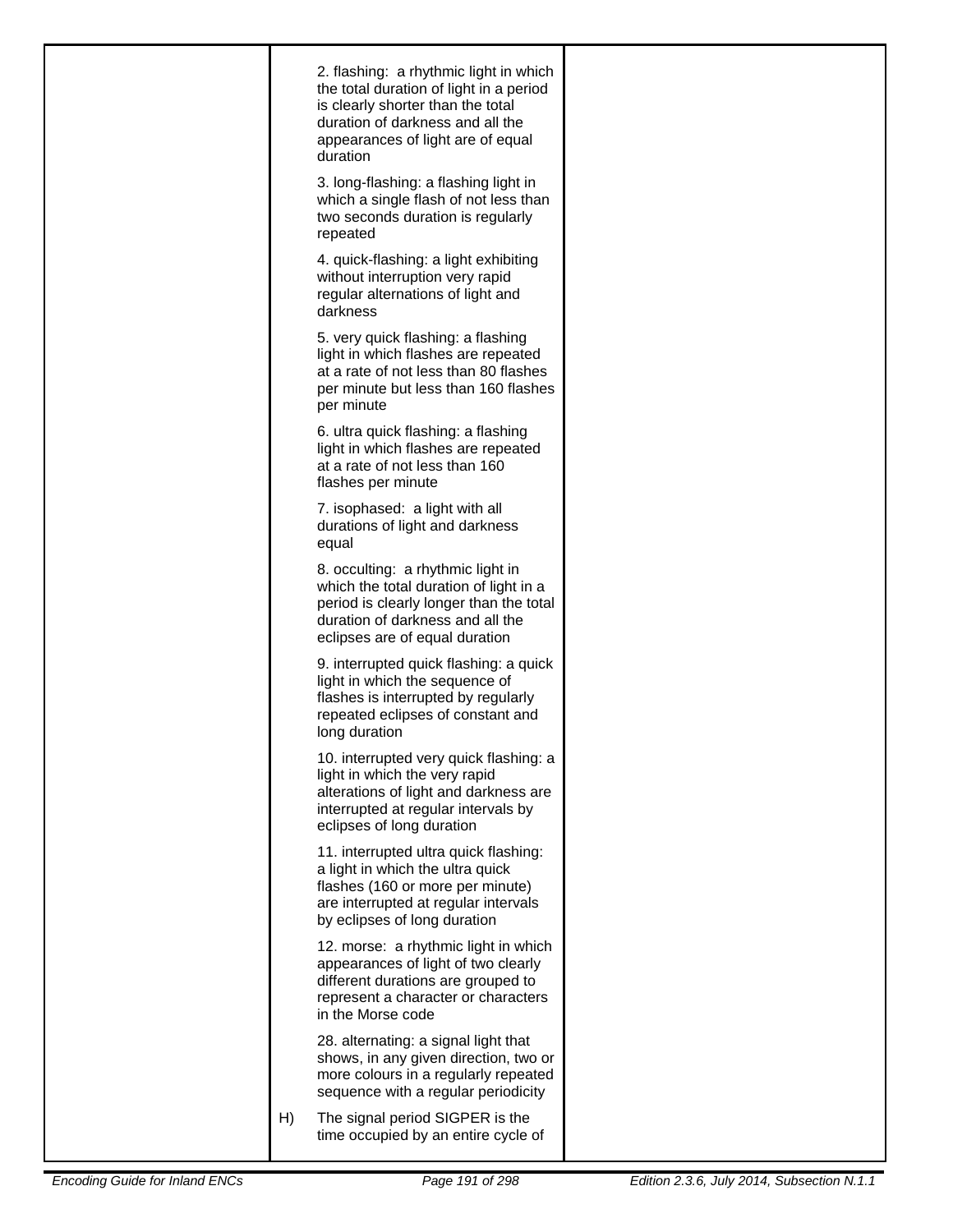2. flashing: a rhythmic light in which the total duration of light in a period is clearly shorter than the total duration of darkness and all the appearances of light are of equal duration

3. long-flashing: a flashing light in which a single flash of not less than two seconds duration is regularly repeated

4. quick-flashing: a light exhibiting without interruption very rapid regular alternations of light and darkness

5. very quick flashing: a flashing light in which flashes are repeated at a rate of not less than 80 flashes per minute but less than 160 flashes per minute

6. ultra quick flashing: a flashing light in which flashes are repeated at a rate of not less than 160 flashes per minute

7. isophased: a light with all durations of light and darkness equal

8. occulting: a rhythmic light in which the total duration of light in a period is clearly longer than the total duration of darkness and all the eclipses are of equal duration

9. interrupted quick flashing: a quick light in which the sequence of flashes is interrupted by regularly repeated eclipses of constant and long duration

10. interrupted very quick flashing: a light in which the very rapid alterations of light and darkness are interrupted at regular intervals by eclipses of long duration

11. interrupted ultra quick flashing: a light in which the ultra quick flashes (160 or more per minute) are interrupted at regular intervals by eclipses of long duration

12. morse: a rhythmic light in which appearances of light of two clearly different durations are grouped to represent a character or characters in the Morse code

28. alternating: a signal light that shows, in any given direction, two or more colours in a regularly repeated sequence with a regular periodicity

H) The signal period SIGPER is the time occupied by an entire cycle of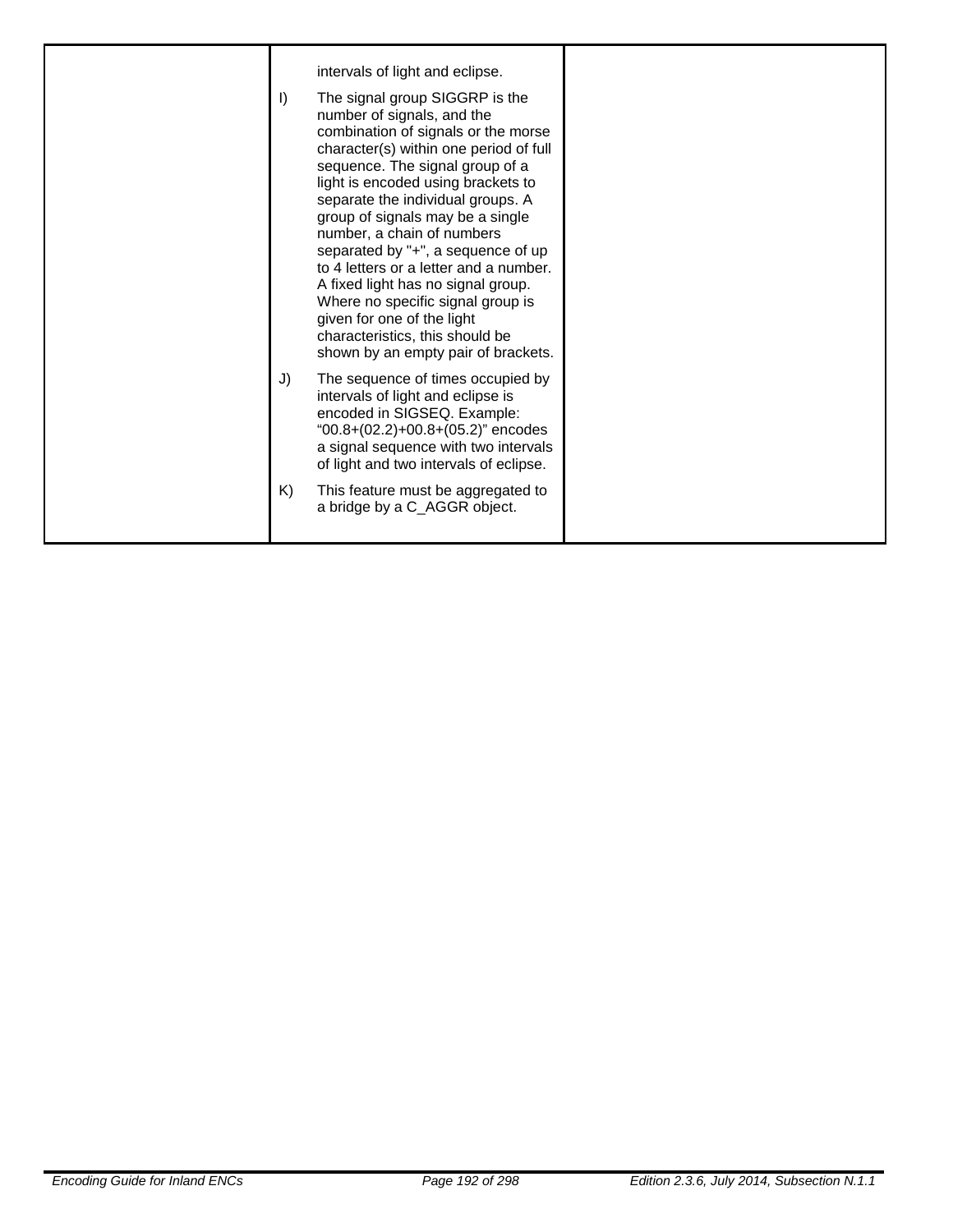| | | |
|---|---|---|
| | intervals of light and eclipse.<br><br>I) The signal group SIGGRP is the number of signals, and the combination of signals or the morse character(s) within one period of full sequence. The signal group of a light is encoded using brackets to separate the individual groups. A group of signals may be a single number, a chain of numbers separated by "+", a sequence of up to 4 letters or a letter and a number. A fixed light has no signal group. Where no specific signal group is given for one of the light characteristics, this should be shown by an empty pair of brackets.<br><br>J) The sequence of times occupied by intervals of light and eclipse is encoded in SIGSEQ. Example: "00.8+(02.2)+00.8+(05.2)" encodes a signal sequence with two intervals of light and two intervals of eclipse.<br><br>K) This feature must be aggregated to a bridge by a C_AGGR object. | |